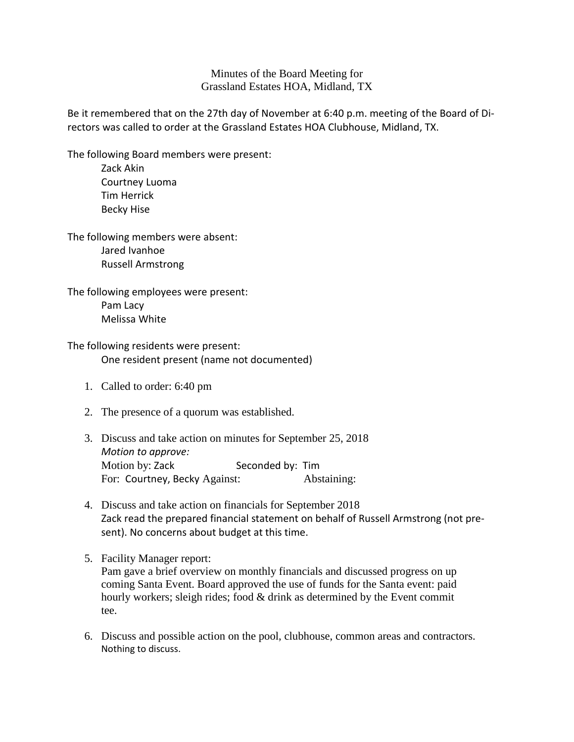Minutes of the Board Meeting for
Grassland Estates HOA, Midland, TX

Be it remembered that on the 27th day of November at 6:40 p.m. meeting of the Board of Directors was called to order at the Grassland Estates HOA Clubhouse, Midland, TX.

The following Board members were present:
- Zack Akin
- Courtney Luoma
- Tim Herrick
- Becky Hise

The following members were absent:
- Jared Ivanhoe
- Russell Armstrong

The following employees were present:
- Pam Lacy
- Melissa White

The following residents were present:
- One resident present (name not documented)

1. Called to order: 6:40 pm

2. The presence of a quorum was established.

3. Discuss and take action on minutes for September 25, 2018
   *Motion to approve:*
   Motion by: Zack Seconded by: Tim
   For: Courtney, Becky Against: Abstaining:

4. Discuss and take action on financials for September 2018
   Zack read the prepared financial statement on behalf of Russell Armstrong (not present). No concerns about budget at this time.

5. Facility Manager report:
   Pam gave a brief overview on monthly financials and discussed progress on up coming Santa Event. Board approved the use of funds for the Santa event: paid hourly workers; sleigh rides; food & drink as determined by the Event committee.

6. Discuss and possible action on the pool, clubhouse, common areas and contractors.
   Nothing to discuss.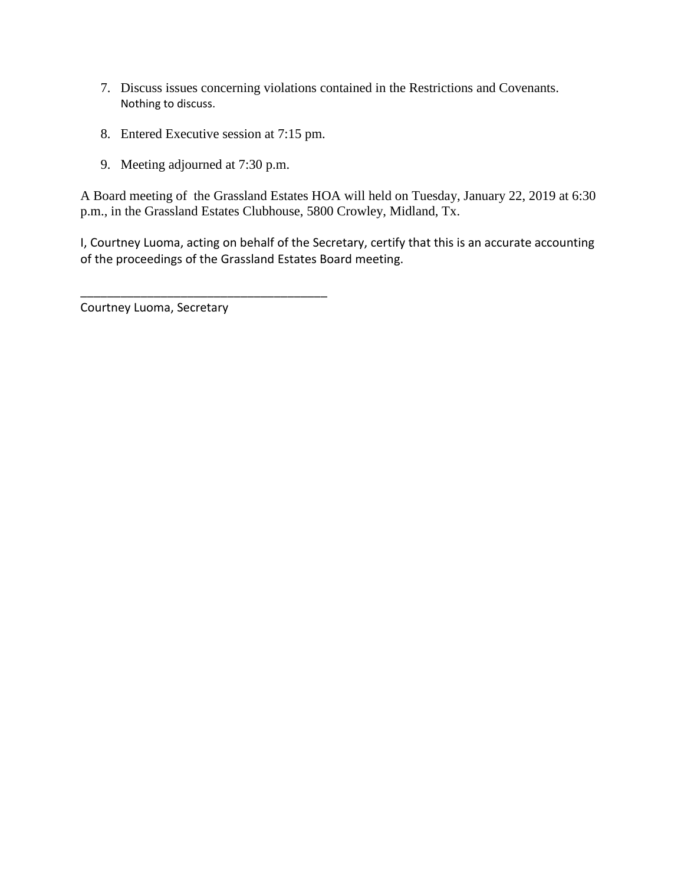7. Discuss issues concerning violations contained in the Restrictions and Covenants.
   Nothing to discuss.

8. Entered Executive session at 7:15 pm.

9. Meeting adjourned at 7:30 p.m.

A Board meeting of  the Grassland Estates HOA will held on Tuesday, January 22, 2019 at 6:30 p.m., in the Grassland Estates Clubhouse, 5800 Crowley, Midland, Tx.

I, Courtney Luoma, acting on behalf of the Secretary, certify that this is an accurate accounting of the proceedings of the Grassland Estates Board meeting.

______________________________________
Courtney Luoma, Secretary